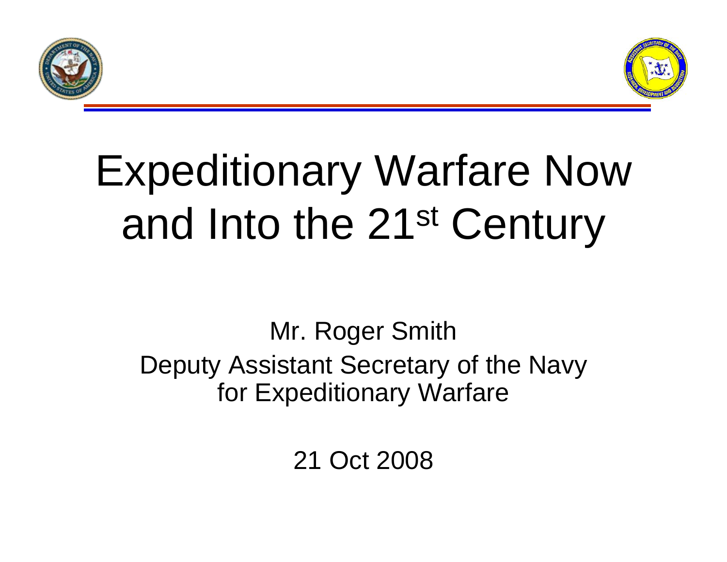# Expeditionary Warfare Now and Into the 21st Century

Mr. Roger Smith
Deputy Assistant Secretary of the Navy
for Expeditionary Warfare

21 Oct 2008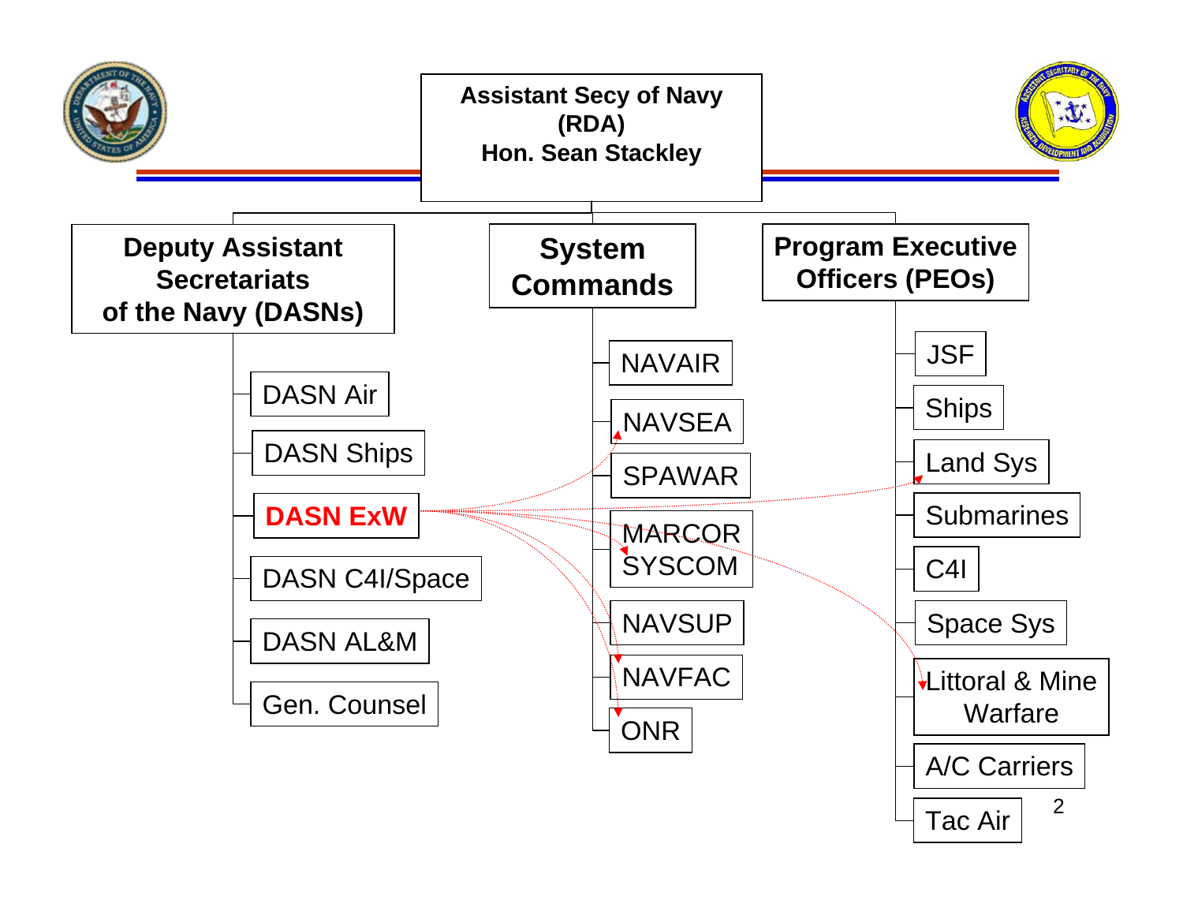# Assistant Secy of Navy (RDA)
**Hon. Sean Stackley**

## Deputy Assistant Secretariats of the Navy (DASNs)

- DASN Air
- DASN Ships
- **DASN ExW**
- DASN C4I/Space
- DASN AL&M
- Gen. Counsel

## System Commands

- NAVAIR
- NAVSEA
- SPAWAR
- MARCOR SYSCOM
- NAVSUP
- NAVFAC
- ONR

## Program Executive Officers (PEOs)

- JSF
- Ships
- Land Sys
- Submarines
- C4I
- Space Sys
- Littoral & Mine Warfare
- A/C Carriers
- Tac Air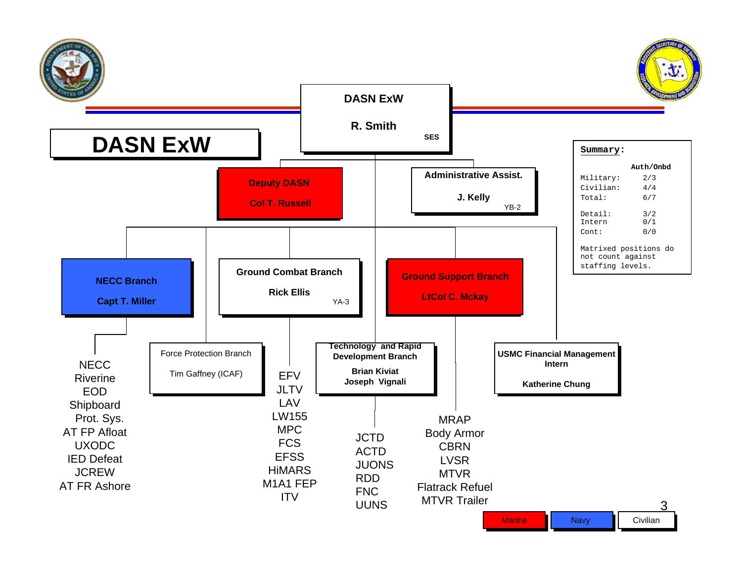# DASN ExW

**DASN ExW**

**R. Smith**

SES

**Deputy DASN**

**Col T. Russell**

**Administrative Assist.**

**J. Kelly**

YB-2

**Summary:**

| | Auth/Onbd |
|---|---|
| Military: | 2/3 |
| Civilian: | 4/4 |
| Total: | 6/7 |
| Detail: | 3/2 |
| Intern | 0/1 |
| Cont: | 0/0 |

Matrixed positions do not count against staffing levels.

**NECC Branch**

**Capt T. Miller**

- NECC
- Riverine
- EOD
- Shipboard Prot. Sys.
- AT FP Afloat
- UXODC
- IED Defeat
- JCREW
- AT FR Ashore

Force Protection Branch

Tim Gaffney (ICAF)

**Ground Combat Branch**

**Rick Ellis**

YA-3

- EFV
- JLTV
- LAV
- LW155
- MPC
- FCS
- EFSS
- HiMARS
- M1A1 FEP
- ITV

**Technology and Rapid Development Branch**

**Brian Kiviat**

**Joseph Vignali**

- JCTD
- ACTD
- JUONS
- RDD
- FNC
- UUNS

**Ground Support Branch**

**LtCol C. Mckay**

- MRAP
- Body Armor
- CBRN
- LVSR
- MTVR
- Flatrack Refuel
- MTVR Trailer

**USMC Financial Management Intern**

**Katherine Chung**

Marine | Navy | Civilian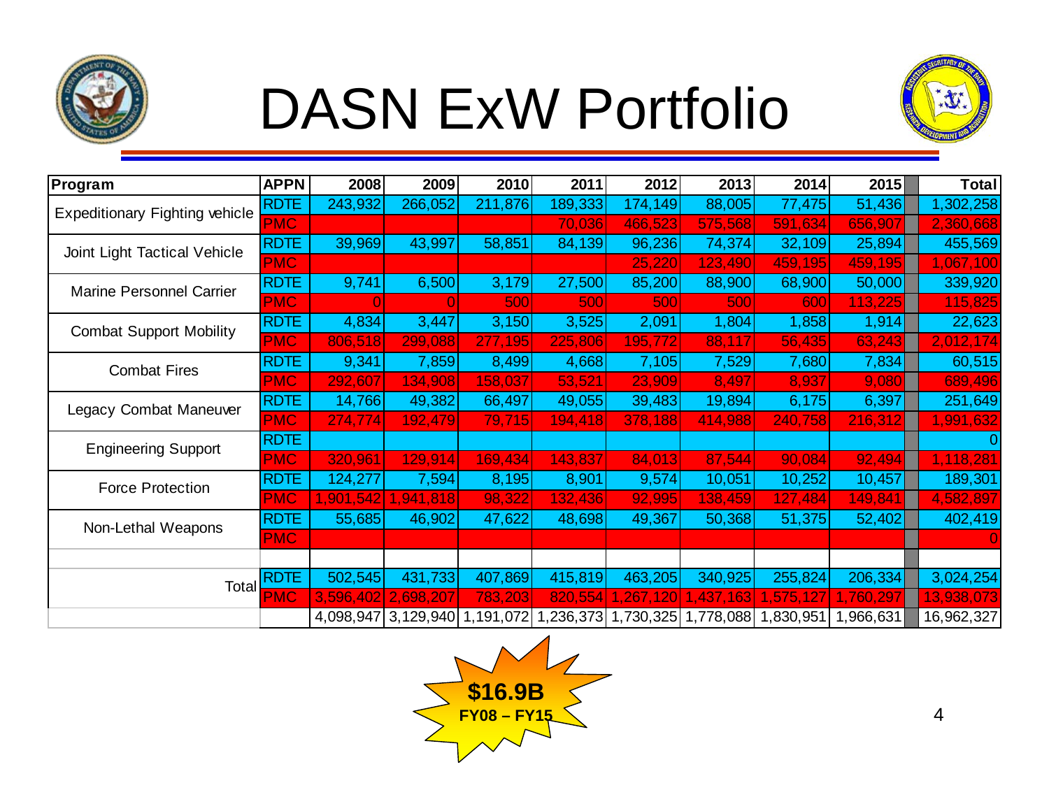# DASN ExW Portfolio

| Program | APPN | 2008 | 2009 | 2010 | 2011 | 2012 | 2013 | 2014 | 2015 | | Total |
|---|---|---|---|---|---|---|---|---|---|---|---|
| Expeditionary Fighting vehicle | RDTE | 243,932 | 266,052 | 211,876 | 189,333 | 174,149 | 88,005 | 77,475 | 51,436 | | 1,302,258 |
| | PMC | | | | 70,036 | 466,523 | 575,568 | 591,634 | 656,907 | | 2,360,668 |
| Joint Light Tactical Vehicle | RDTE | 39,969 | 43,997 | 58,851 | 84,139 | 96,236 | 74,374 | 32,109 | 25,894 | | 455,569 |
| | PMC | | | | | 25,220 | 123,490 | 459,195 | 459,195 | | 1,067,100 |
| Marine Personnel Carrier | RDTE | 9,741 | 6,500 | 3,179 | 27,500 | 85,200 | 88,900 | 68,900 | 50,000 | | 339,920 |
| | PMC | 0 | 0 | 500 | 500 | 500 | 500 | 600 | 113,225 | | 115,825 |
| Combat Support Mobility | RDTE | 4,834 | 3,447 | 3,150 | 3,525 | 2,091 | 1,804 | 1,858 | 1,914 | | 22,623 |
| | PMC | 806,518 | 299,088 | 277,195 | 225,806 | 195,772 | 88,117 | 56,435 | 63,243 | | 2,012,174 |
| Combat Fires | RDTE | 9,341 | 7,859 | 8,499 | 4,668 | 7,105 | 7,529 | 7,680 | 7,834 | | 60,515 |
| | PMC | 292,607 | 134,908 | 158,037 | 53,521 | 23,909 | 8,497 | 8,937 | 9,080 | | 689,496 |
| Legacy Combat Maneuver | RDTE | 14,766 | 49,382 | 66,497 | 49,055 | 39,483 | 19,894 | 6,175 | 6,397 | | 251,649 |
| | PMC | 274,774 | 192,479 | 79,715 | 194,418 | 378,188 | 414,988 | 240,758 | 216,312 | | 1,991,632 |
| Engineering Support | RDTE | | | | | | | | | | 0 |
| | PMC | 320,961 | 129,914 | 169,434 | 143,837 | 84,013 | 87,544 | 90,084 | 92,494 | | 1,118,281 |
| Force Protection | RDTE | 124,277 | 7,594 | 8,195 | 8,901 | 9,574 | 10,051 | 10,252 | 10,457 | | 189,301 |
| | PMC | 1,901,542 | 1,941,818 | 98,322 | 132,436 | 92,995 | 138,459 | 127,484 | 149,841 | | 4,582,897 |
| Non-Lethal Weapons | RDTE | 55,685 | 46,902 | 47,622 | 48,698 | 49,367 | 50,368 | 51,375 | 52,402 | | 402,419 |
| | PMC | | | | | | | | | | 0 |
| | | | | | | | | | | | |
| Total | RDTE | 502,545 | 431,733 | 407,869 | 415,819 | 463,205 | 340,925 | 255,824 | 206,334 | | 3,024,254 |
| | PMC | 3,596,402 | 2,698,207 | 783,203 | 820,554 | 1,267,120 | 1,437,163 | 1,575,127 | 1,760,297 | | 13,938,073 |
| | | 4,098,947 | 3,129,940 | 1,191,072 | 1,236,373 | 1,730,325 | 1,778,088 | 1,830,951 | 1,966,631 | | 16,962,327 |

**$16.9B**
**FY08 – FY15**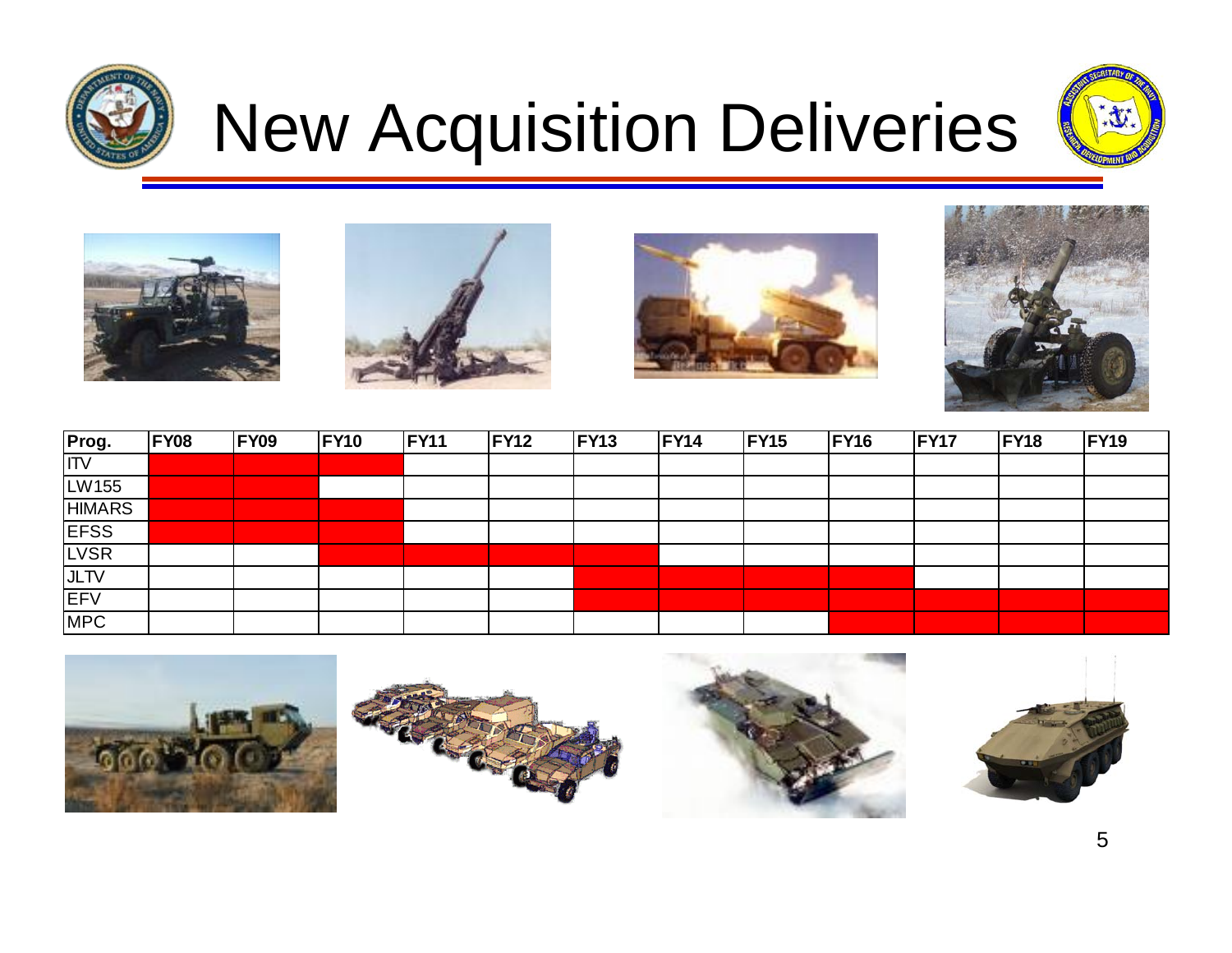# New Acquisition Deliveries

| Prog. | FY08 | FY09 | FY10 | FY11 | FY12 | FY13 | FY14 | FY15 | FY16 | FY17 | FY18 | FY19 |
|---|---|---|---|---|---|---|---|---|---|---|---|---|
| ITV | ■ | ■ | ■ | | | | | | | | | |
| LW155 | ■ | ■ | | | | | | | | | | |
| HIMARS | ■ | ■ | ■ | | | | | | | | | |
| EFSS | ■ | ■ | ■ | | | | | | | | | |
| LVSR | | | ■ | ■ | ■ | ■ | | | | | | |
| JLTV | | | | | | ■ | ■ | ■ | ■ | | | |
| EFV | | | | | | ■ | ■ | ■ | ■ | ■ | ■ | ■ |
| MPC | | | | | | | | | ■ | ■ | ■ | ■ |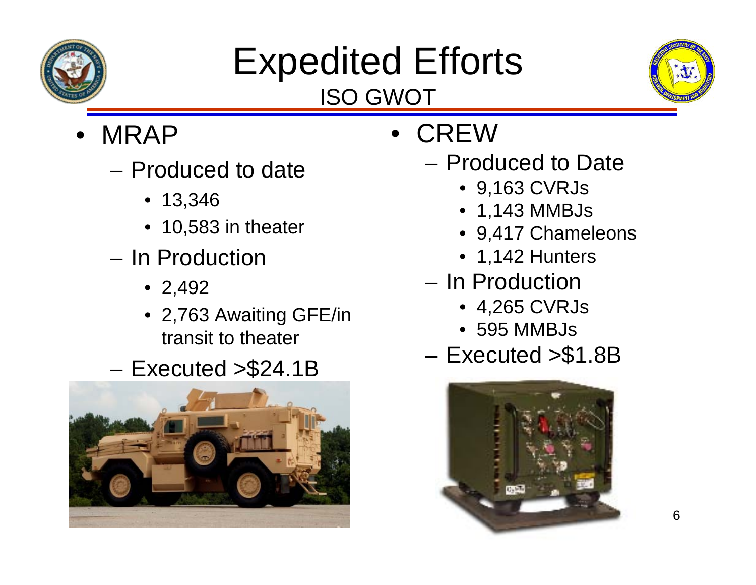# Expedited Efforts

## ISO GWOT

- MRAP
  - Produced to date
    - 13,346
    - 10,583 in theater
  - In Production
    - 2,492
    - 2,763 Awaiting GFE/in transit to theater
  - Executed >$24.1B

- CREW
  - Produced to Date
    - 9,163 CVRJs
    - 1,143 MMBJs
    - 9,417 Chameleons
    - 1,142 Hunters
  - In Production
    - 4,265 CVRJs
    - 595 MMBJs
  - Executed >$1.8B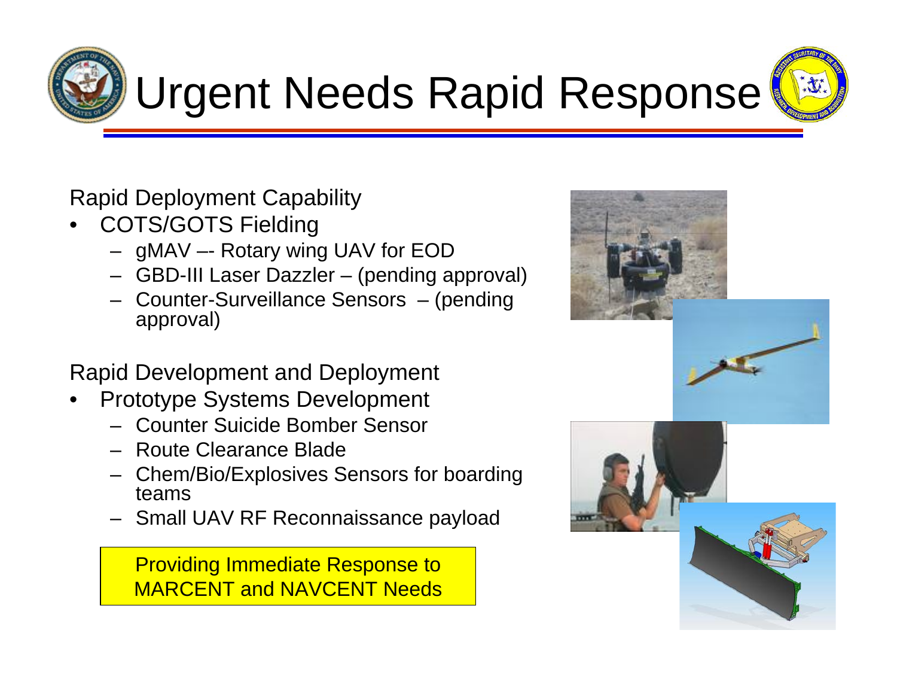# Urgent Needs Rapid Response

Rapid Deployment Capability

- COTS/GOTS Fielding
  - gMAV –- Rotary wing UAV for EOD
  - GBD-III Laser Dazzler – (pending approval)
  - Counter-Surveillance Sensors – (pending approval)

Rapid Development and Deployment

- Prototype Systems Development
  - Counter Suicide Bomber Sensor
  - Route Clearance Blade
  - Chem/Bio/Explosives Sensors for boarding teams
  - Small UAV RF Reconnaissance payload

Providing Immediate Response to MARCENT and NAVCENT Needs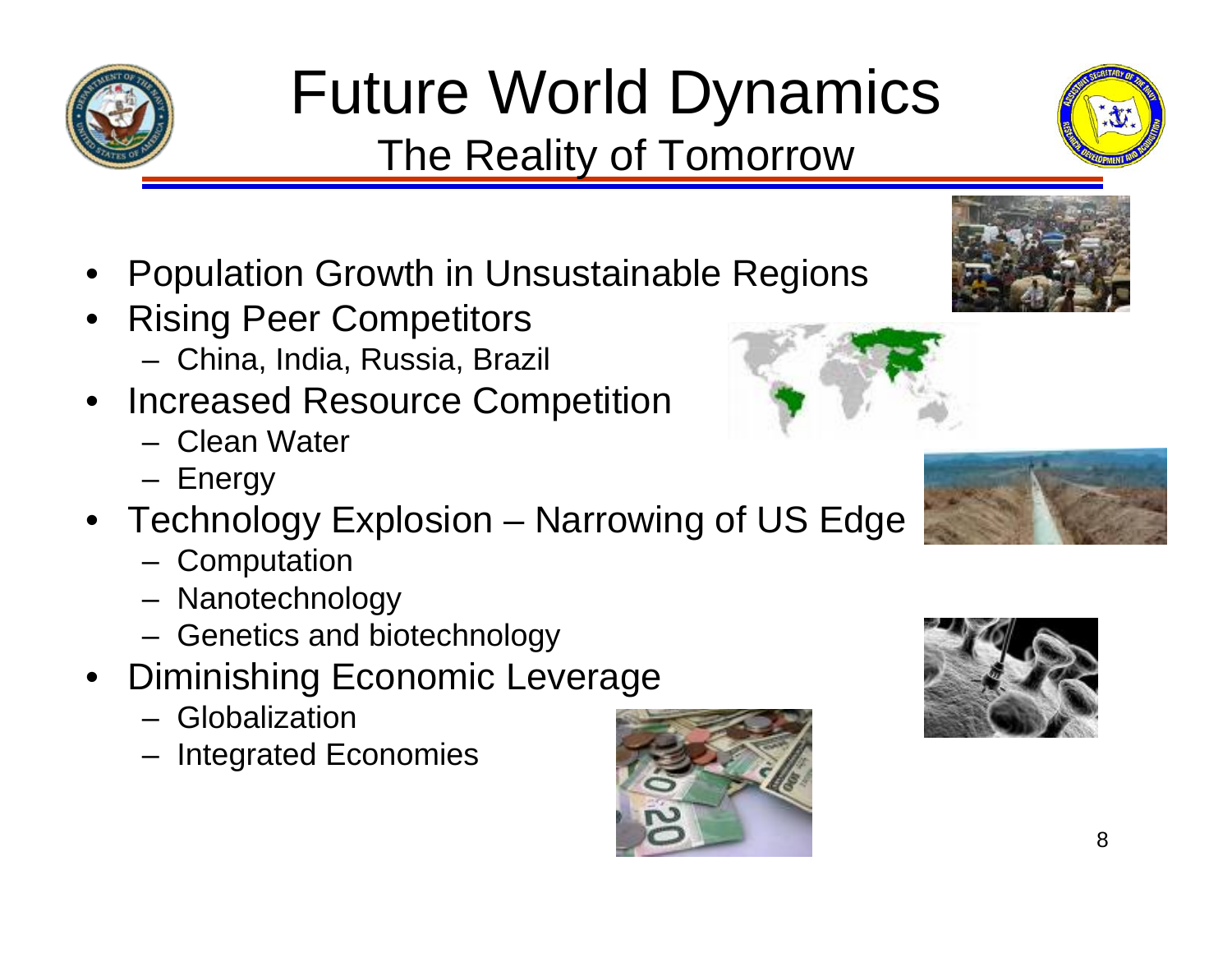# Future World Dynamics

## The Reality of Tomorrow

- Population Growth in Unsustainable Regions
- Rising Peer Competitors
  - China, India, Russia, Brazil
- Increased Resource Competition
  - Clean Water
  - Energy
- Technology Explosion – Narrowing of US Edge
  - Computation
  - Nanotechnology
  - Genetics and biotechnology
- Diminishing Economic Leverage
  - Globalization
  - Integrated Economies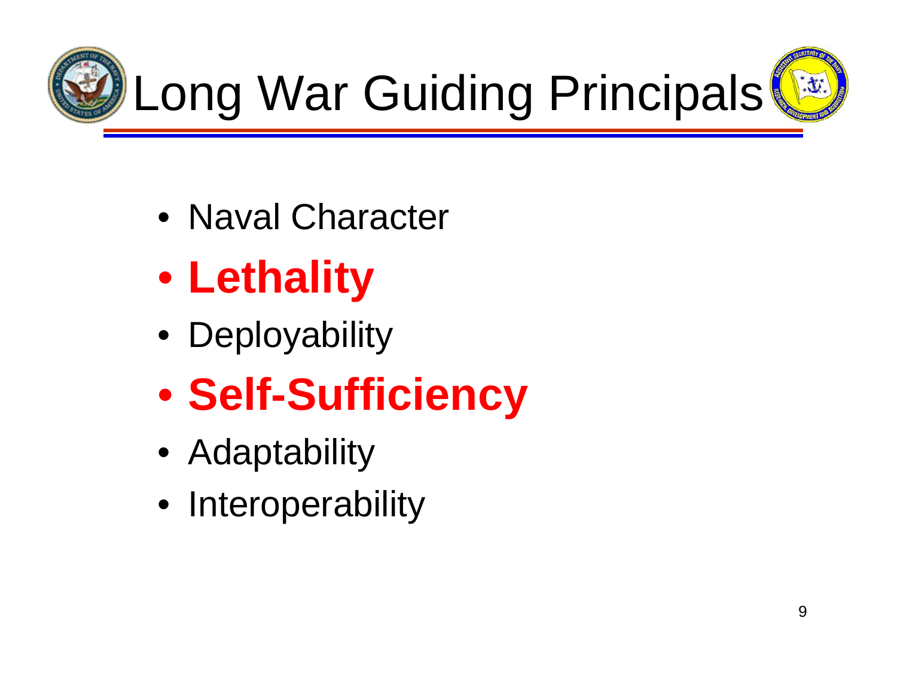# Long War Guiding Principals

- Naval Character
- **Lethality**
- Deployability
- **Self-Sufficiency**
- Adaptability
- Interoperability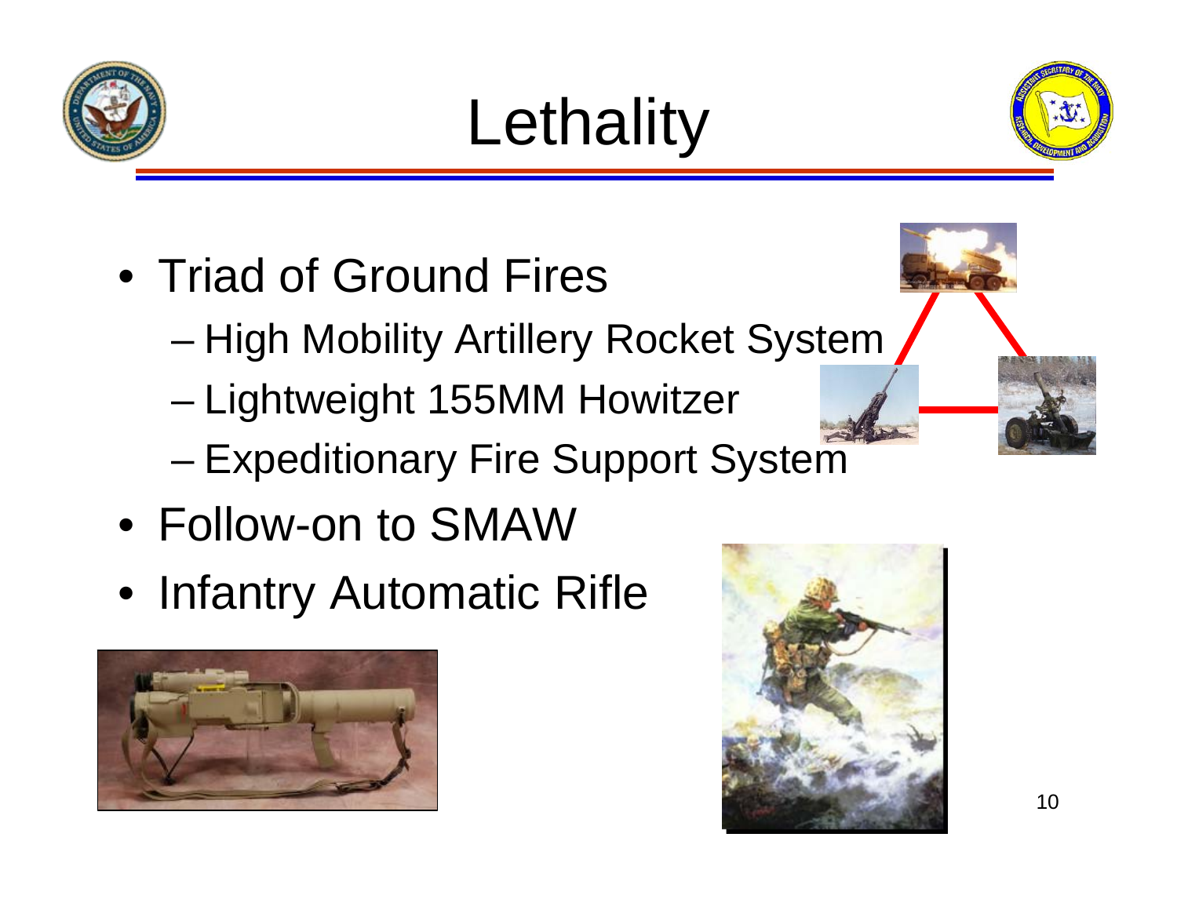# Lethality

- Triad of Ground Fires
  - High Mobility Artillery Rocket System
  - Lightweight 155MM Howitzer
  - Expeditionary Fire Support System
- Follow-on to SMAW
- Infantry Automatic Rifle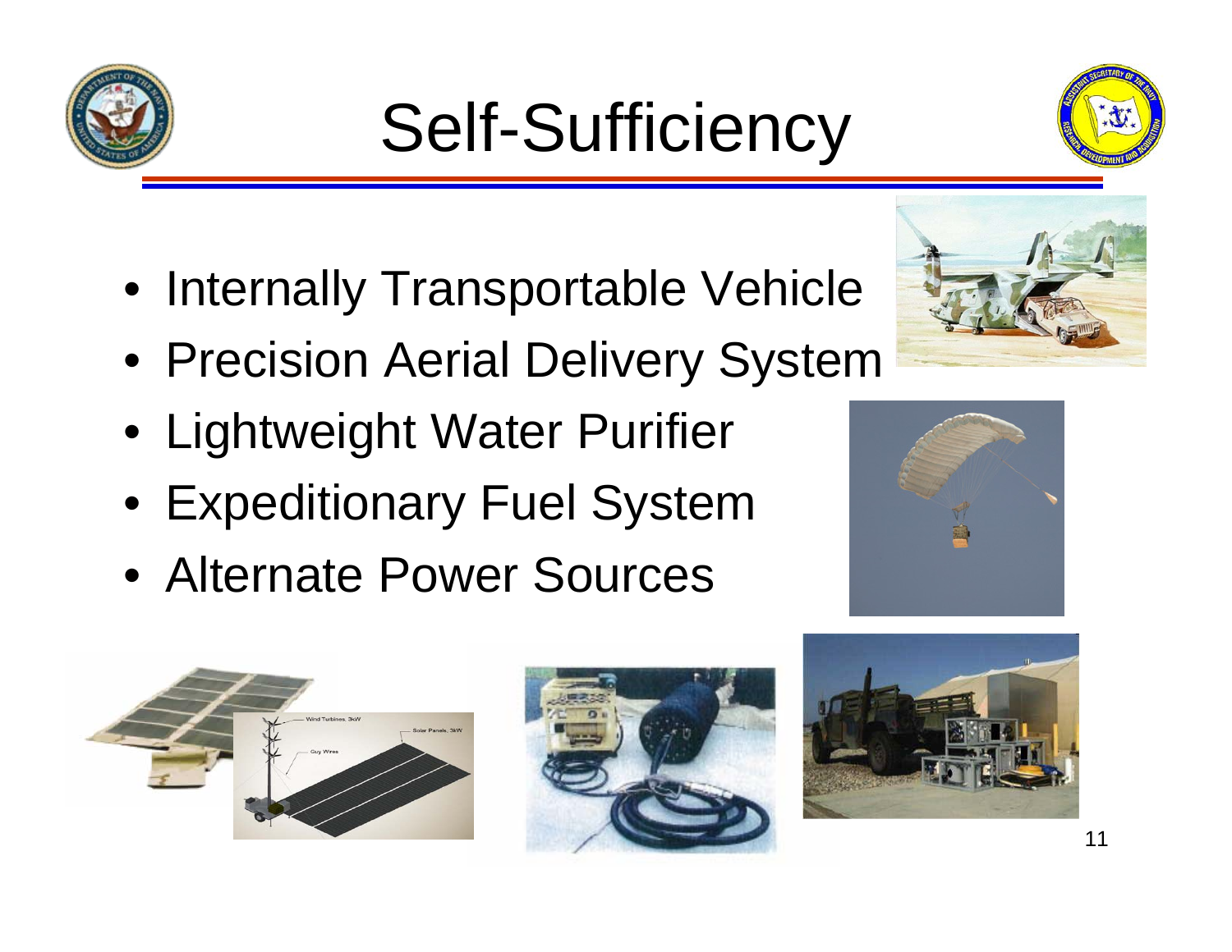# Self-Sufficiency

- Internally Transportable Vehicle
- Precision Aerial Delivery System
- Lightweight Water Purifier
- Expeditionary Fuel System
- Alternate Power Sources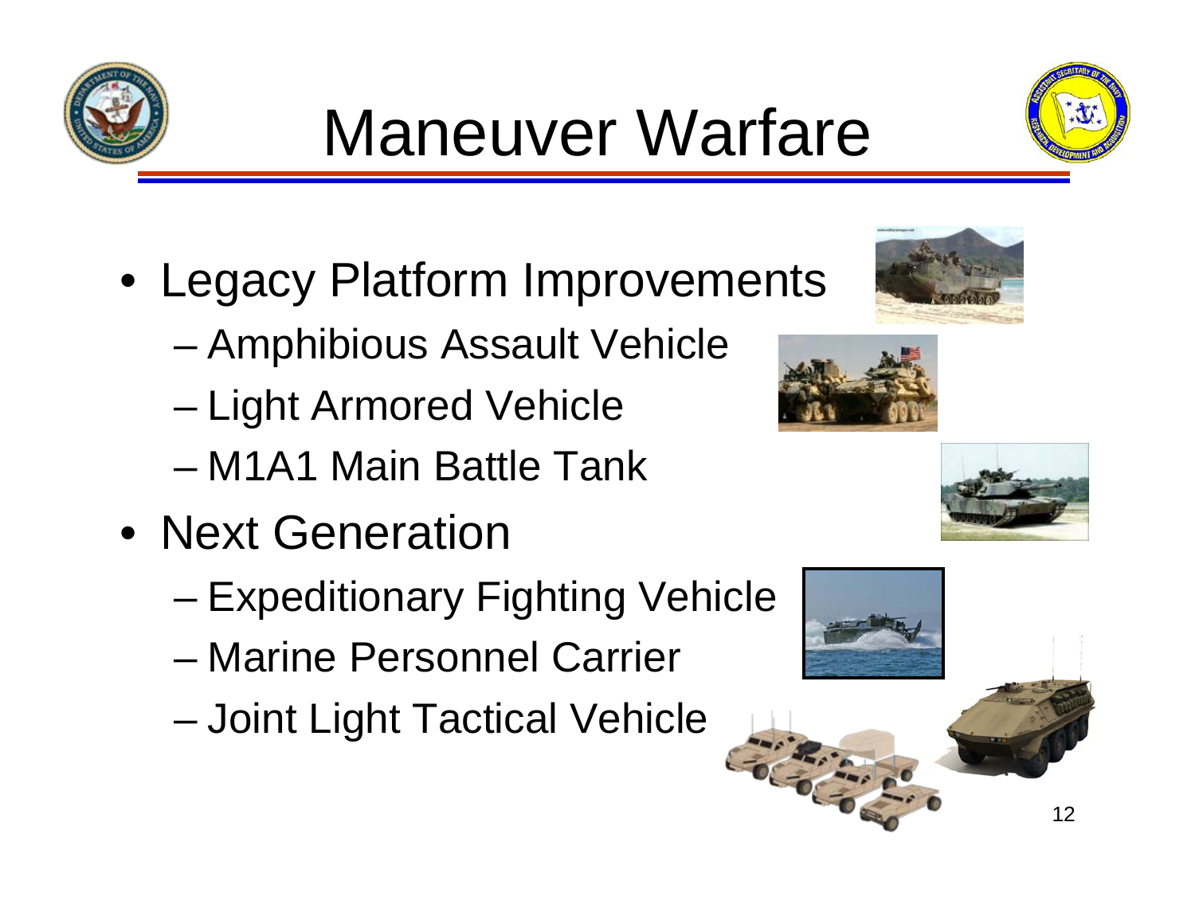# Maneuver Warfare

- Legacy Platform Improvements
  - Amphibious Assault Vehicle
  - Light Armored Vehicle
  - M1A1 Main Battle Tank
- Next Generation
  - Expeditionary Fighting Vehicle
  - Marine Personnel Carrier
  - Joint Light Tactical Vehicle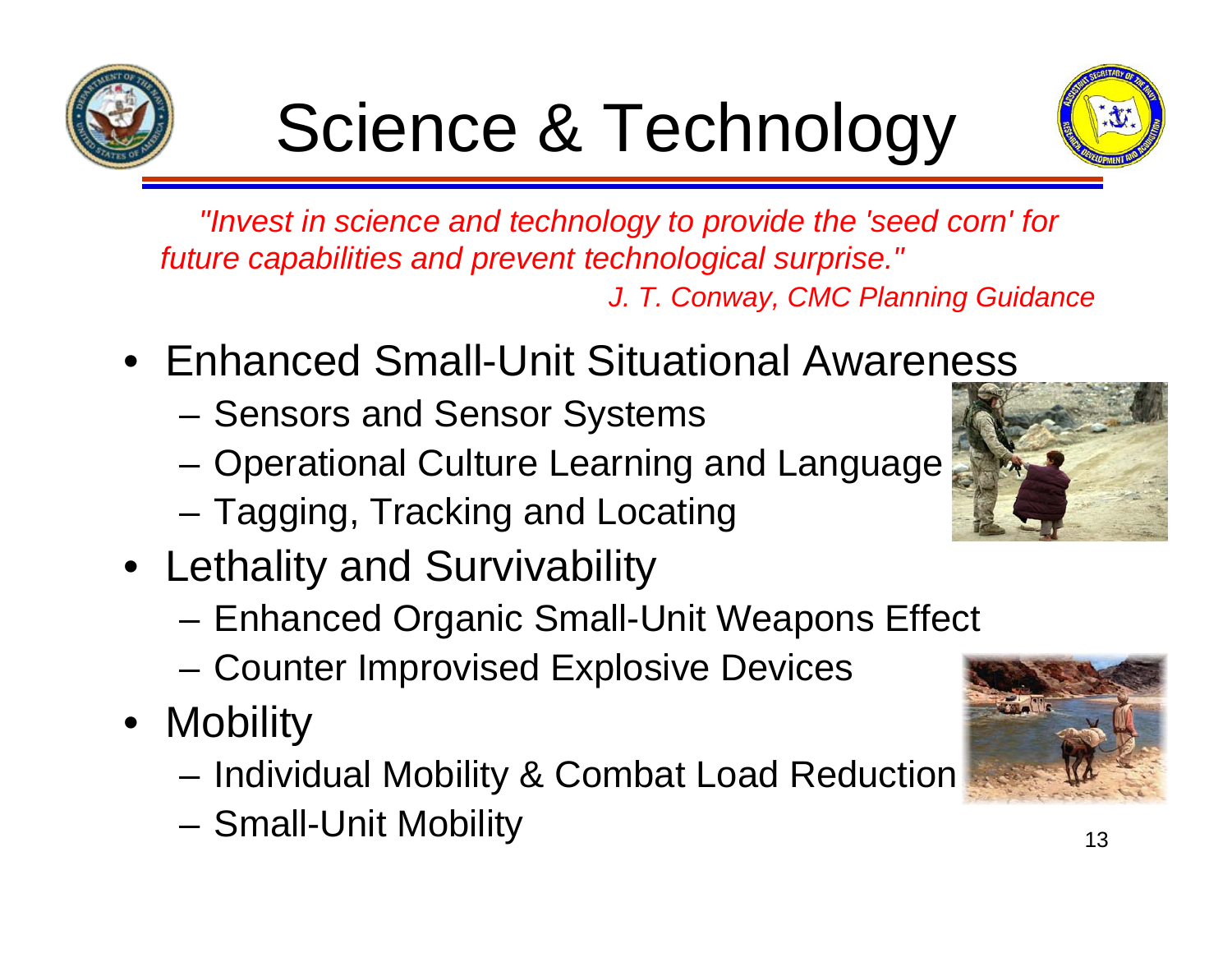# Science & Technology

*"Invest in science and technology to provide the 'seed corn' for future capabilities and prevent technological surprise."*

*J. T. Conway, CMC Planning Guidance*

- Enhanced Small-Unit Situational Awareness
  - Sensors and Sensor Systems
  - Operational Culture Learning and Language
  - Tagging, Tracking and Locating
- Lethality and Survivability
  - Enhanced Organic Small-Unit Weapons Effect
  - Counter Improvised Explosive Devices
- Mobility
  - Individual Mobility & Combat Load Reduction
  - Small-Unit Mobility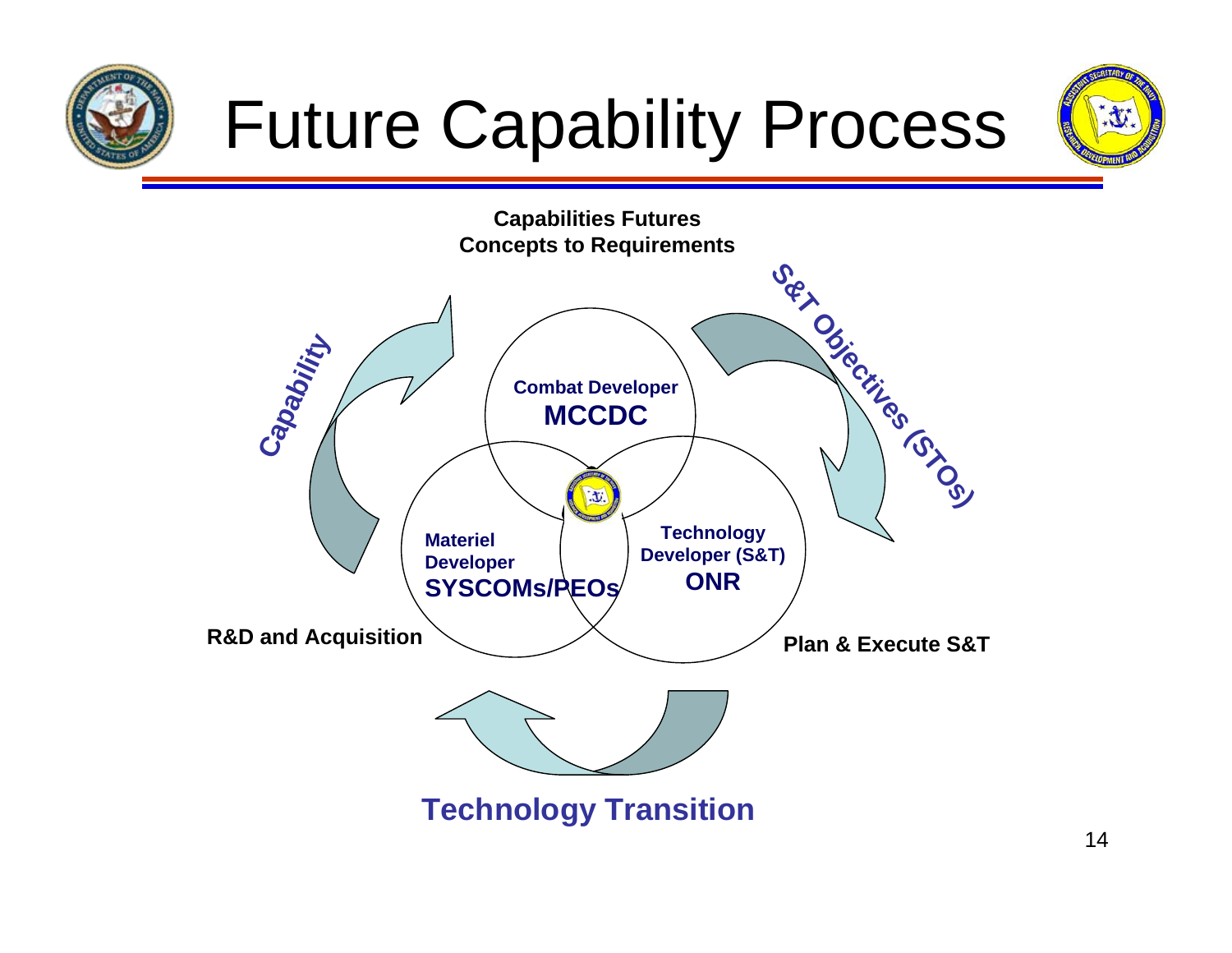# Future Capability Process

**Capabilities Futures**
**Concepts to Requirements**

**Combat Developer**
**MCCDC**

**Materiel Developer**
**SYSCOMs/PEOs**

**Technology Developer (S&T)**
**ONR**

**Capability**

**S&T Objectives (STOs)**

**R&D and Acquisition**

**Plan & Execute S&T**

**Technology Transition**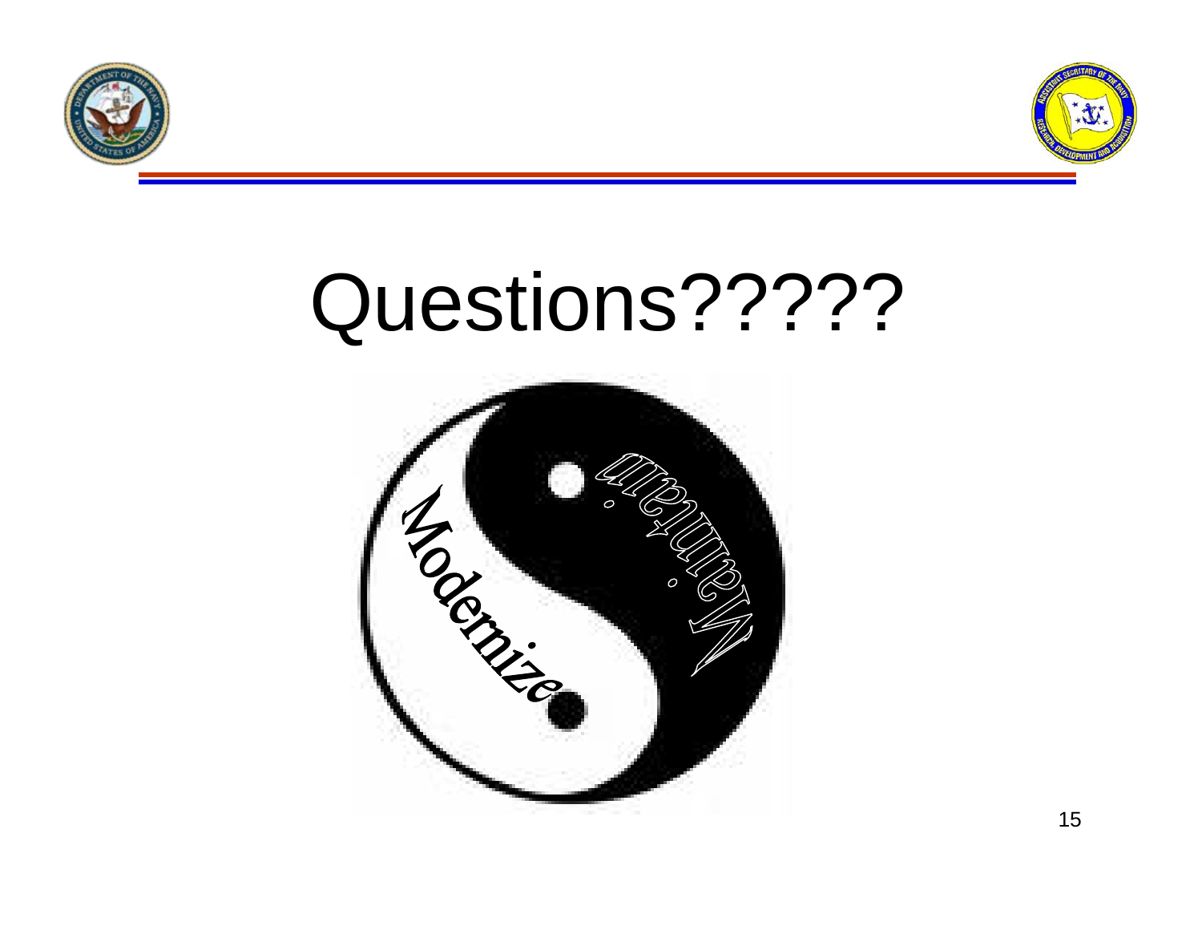# Questions?????

Modernize

Maintain